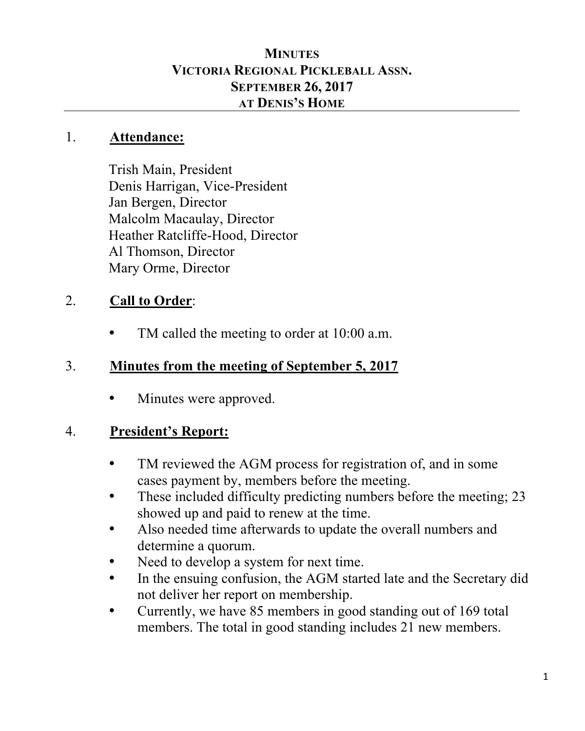**MINUTES**
**VICTORIA REGIONAL PICKLEBALL ASSN.**
**SEPTEMBER 26, 2017**
**AT DENIS'S HOME**

---

## 1. Attendance:

Trish Main, President
Denis Harrigan, Vice-President
Jan Bergen, Director
Malcolm Macaulay, Director
Heather Ratcliffe-Hood, Director
Al Thomson, Director
Mary Orme, Director

## 2. Call to Order:

- TM called the meeting to order at 10:00 a.m.

## 3. Minutes from the meeting of September 5, 2017

- Minutes were approved.

## 4. President's Report:

- TM reviewed the AGM process for registration of, and in some cases payment by, members before the meeting.
- These included difficulty predicting numbers before the meeting; 23 showed up and paid to renew at the time.
- Also needed time afterwards to update the overall numbers and determine a quorum.
- Need to develop a system for next time.
- In the ensuing confusion, the AGM started late and the Secretary did not deliver her report on membership.
- Currently, we have 85 members in good standing out of 169 total members. The total in good standing includes 21 new members.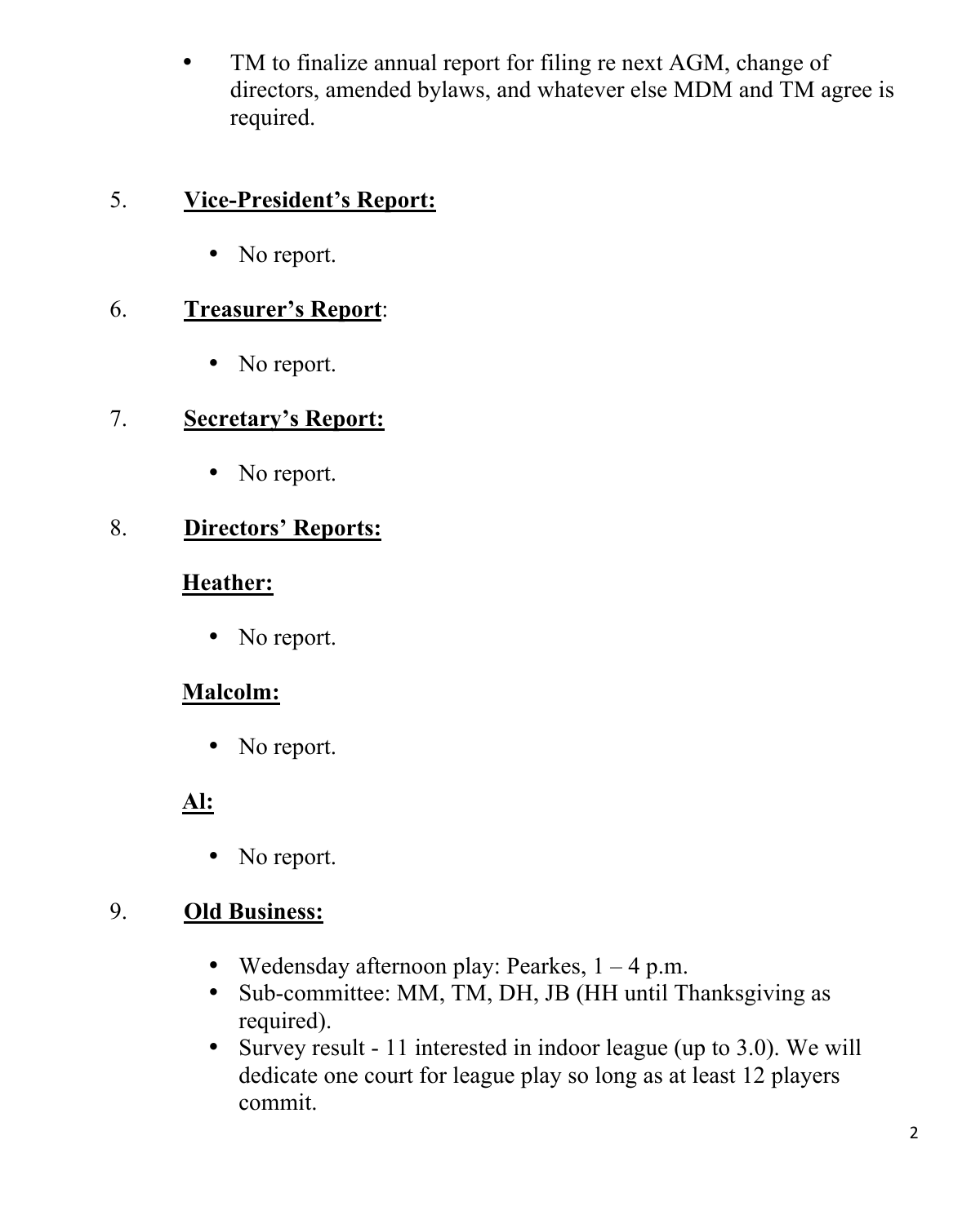- TM to finalize annual report for filing re next AGM, change of directors, amended bylaws, and whatever else MDM and TM agree is required.

5. **Vice-President's Report:**

    - No report.

6. **Treasurer's Report**:

    - No report.

7. **Secretary's Report:**

    - No report.

8. **Directors' Reports:**

    **Heather:**

    - No report.

    **Malcolm:**

    - No report.

    **Al:**

    - No report.

9. **Old Business:**

    - Wedensday afternoon play: Pearkes, 1 – 4 p.m.
    - Sub-committee: MM, TM, DH, JB (HH until Thanksgiving as required).
    - Survey result - 11 interested in indoor league (up to 3.0). We will dedicate one court for league play so long as at least 12 players commit.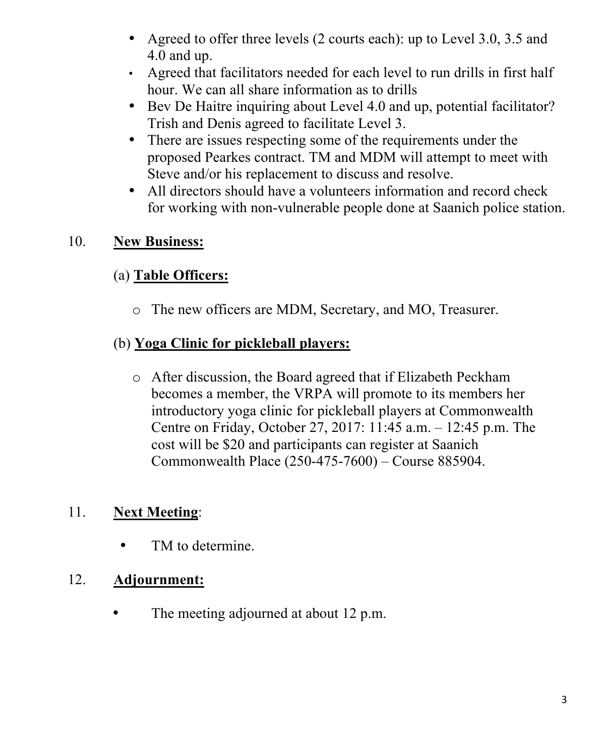- Agreed to offer three levels (2 courts each): up to Level 3.0, 3.5 and 4.0 and up.
- Agreed that facilitators needed for each level to run drills in first half hour. We can all share information as to drills
- Bev De Haitre inquiring about Level 4.0 and up, potential facilitator? Trish and Denis agreed to facilitate Level 3.
- There are issues respecting some of the requirements under the proposed Pearkes contract. TM and MDM will attempt to meet with Steve and/or his replacement to discuss and resolve.
- All directors should have a volunteers information and record check for working with non-vulnerable people done at Saanich police station.

10. **New Business:**

(a) **Table Officers:**

- The new officers are MDM, Secretary, and MO, Treasurer.

(b) **Yoga Clinic for pickleball players:**

- After discussion, the Board agreed that if Elizabeth Peckham becomes a member, the VRPA will promote to its members her introductory yoga clinic for pickleball players at Commonwealth Centre on Friday, October 27, 2017: 11:45 a.m. – 12:45 p.m. The cost will be $20 and participants can register at Saanich Commonwealth Place (250-475-7600) – Course 885904.

11. **Next Meeting**:

- TM to determine.

12. **Adjournment:**

- The meeting adjourned at about 12 p.m.